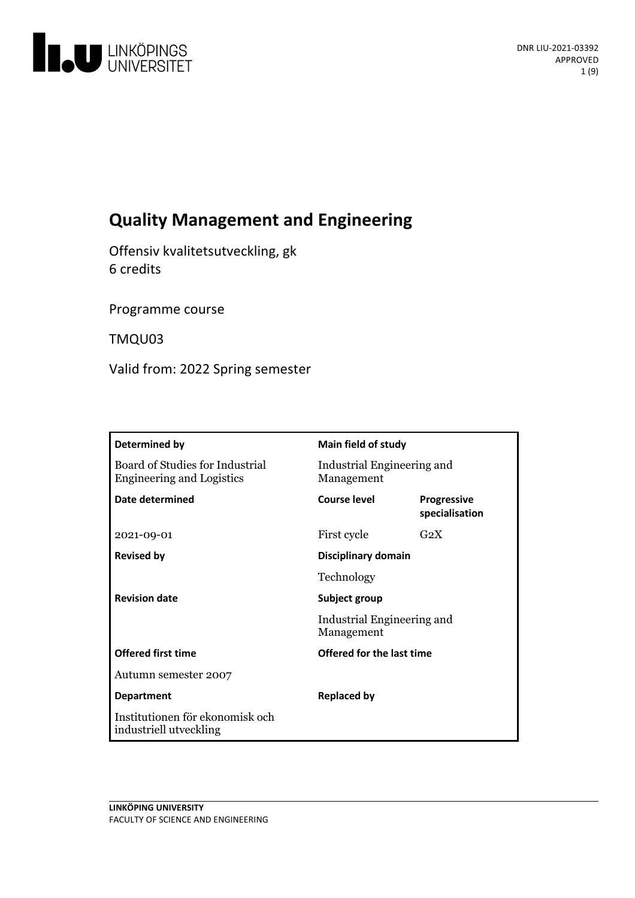# Quality Management and Engineering

Offensiv kvalitetsutveckling, gk
6 credits

Programme course

TMQU03

Valid from: 2022 Spring semester

| Determined by | Main field of study | |
|---|---|---|
| Board of Studies for Industrial Engineering and Logistics | Industrial Engineering and Management | |
| **Date determined** | **Course level** | **Progressive specialisation** |
| 2021-09-01 | First cycle | G2X |
| **Revised by** | **Disciplinary domain** | |
| | Technology | |
| **Revision date** | **Subject group** | |
| | Industrial Engineering and Management | |
| **Offered first time** | **Offered for the last time** | |
| Autumn semester 2007 | | |
| **Department** | **Replaced by** | |
| Institutionen för ekonomisk och industriell utveckling | | |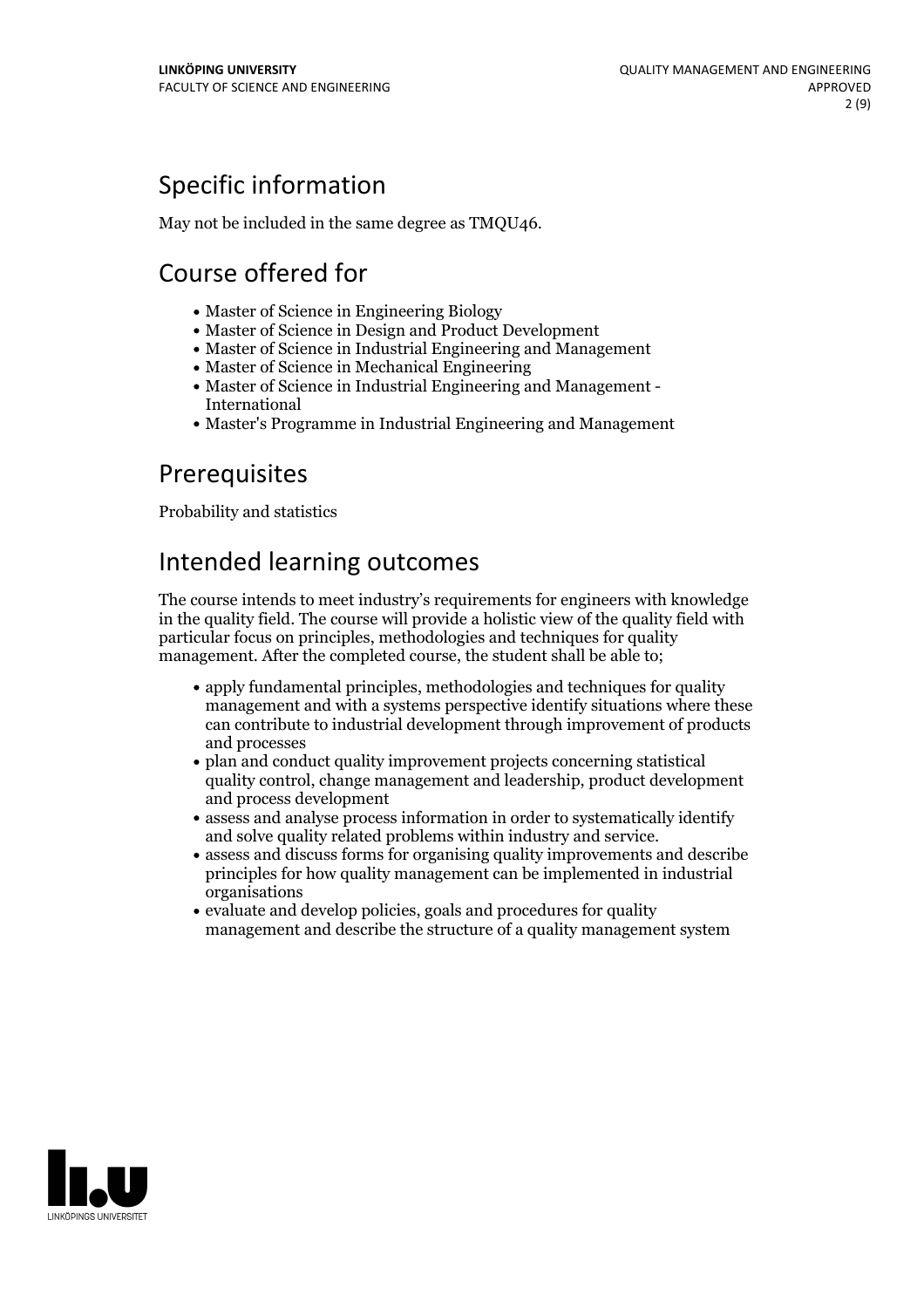## Specific information

May not be included in the same degree as TMQU46.

## Course offered for

- Master of Science in Engineering Biology
- Master of Science in Design and Product Development
- Master of Science in Industrial Engineering and Management
- Master of Science in Mechanical Engineering
- Master of Science in Industrial Engineering and Management - International
- Master's Programme in Industrial Engineering and Management

## Prerequisites

Probability and statistics

## Intended learning outcomes

The course intends to meet industry's requirements for engineers with knowledge in the quality field. The course will provide a holistic view of the quality field with particular focus on principles, methodologies and techniques for quality management. After the completed course, the student shall be able to;

- apply fundamental principles, methodologies and techniques for quality management and with a systems perspective identify situations where these can contribute to industrial development through improvement of products and processes
- plan and conduct quality improvement projects concerning statistical quality control, change management and leadership, product development and process development
- assess and analyse process information in order to systematically identify and solve quality related problems within industry and service.
- assess and discuss forms for organising quality improvements and describe principles for how quality management can be implemented in industrial organisations
- evaluate and develop policies, goals and procedures for quality management and describe the structure of a quality management system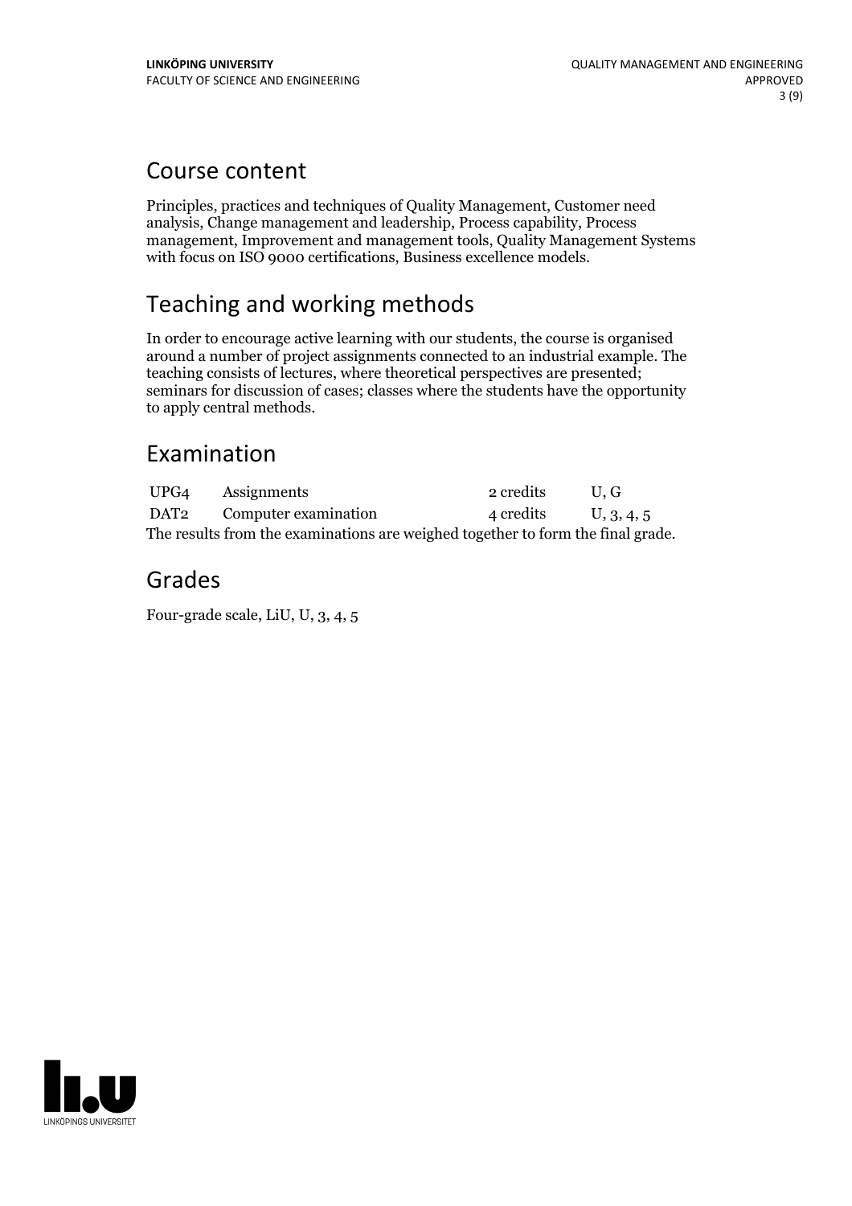## Course content

Principles, practices and techniques of Quality Management, Customer need analysis, Change management and leadership, Process capability, Process management, Improvement and management tools, Quality Management Systems with focus on ISO 9000 certifications, Business excellence models.

## Teaching and working methods

In order to encourage active learning with our students, the course is organised around a number of project assignments connected to an industrial example. The teaching consists of lectures, where theoretical perspectives are presented; seminars for discussion of cases; classes where the students have the opportunity to apply central methods.

## Examination

| | | | |
|---|---|---|---|
| UPG4 | Assignments | 2 credits | U, G |
| DAT2 | Computer examination | 4 credits | U, 3, 4, 5 |

The results from the examinations are weighed together to form the final grade.

## Grades

Four-grade scale, LiU, U, 3, 4, 5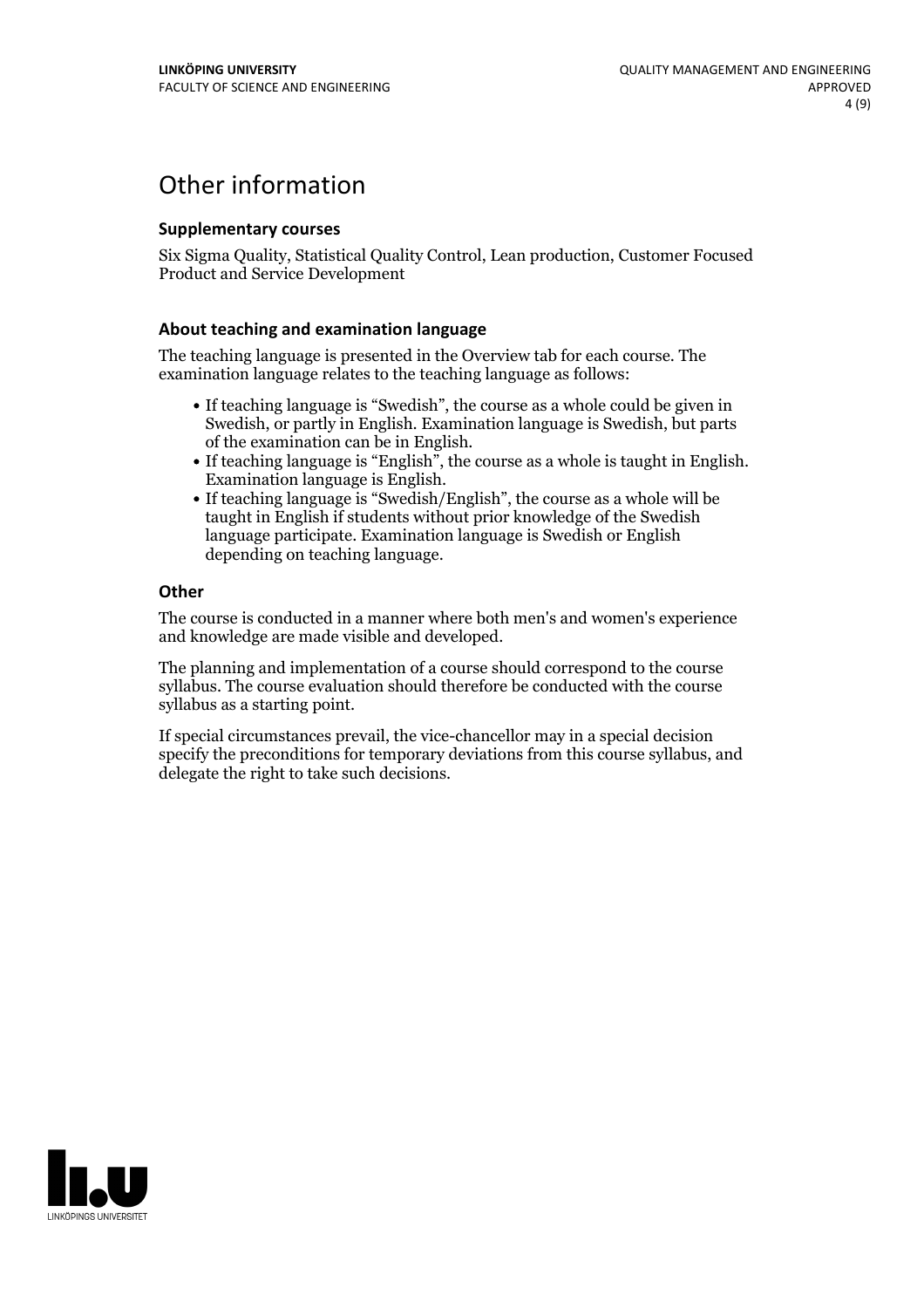# Other information

### Supplementary courses

Six Sigma Quality, Statistical Quality Control, Lean production, Customer Focused Product and Service Development

### About teaching and examination language

The teaching language is presented in the Overview tab for each course. The examination language relates to the teaching language as follows:

- If teaching language is "Swedish", the course as a whole could be given in Swedish, or partly in English. Examination language is Swedish, but parts of the examination can be in English.
- If teaching language is "English", the course as a whole is taught in English. Examination language is English.
- If teaching language is "Swedish/English", the course as a whole will be taught in English if students without prior knowledge of the Swedish language participate. Examination language is Swedish or English depending on teaching language.

### Other

The course is conducted in a manner where both men's and women's experience and knowledge are made visible and developed.

The planning and implementation of a course should correspond to the course syllabus. The course evaluation should therefore be conducted with the course syllabus as a starting point.

If special circumstances prevail, the vice-chancellor may in a special decision specify the preconditions for temporary deviations from this course syllabus, and delegate the right to take such decisions.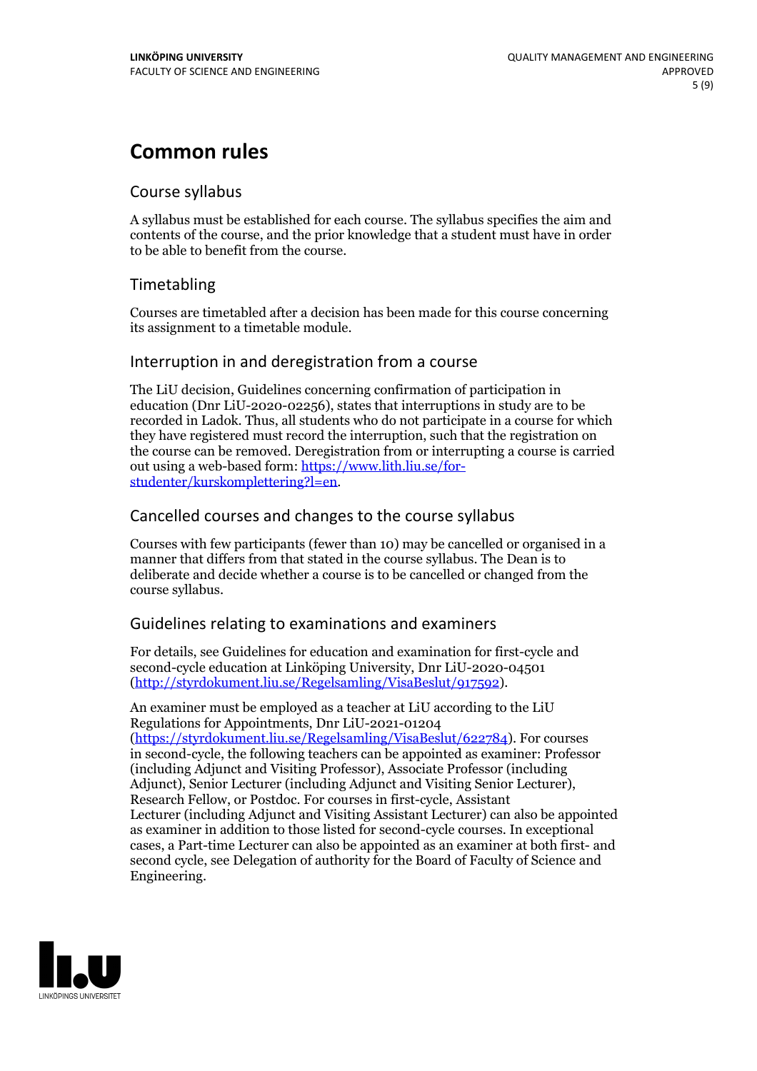# Common rules

## Course syllabus

A syllabus must be established for each course. The syllabus specifies the aim and contents of the course, and the prior knowledge that a student must have in order to be able to benefit from the course.

## Timetabling

Courses are timetabled after a decision has been made for this course concerning its assignment to a timetable module.

## Interruption in and deregistration from a course

The LiU decision, Guidelines concerning confirmation of participation in education (Dnr LiU-2020-02256), states that interruptions in study are to be recorded in Ladok. Thus, all students who do not participate in a course for which they have registered must record the interruption, such that the registration on the course can be removed. Deregistration from or interrupting a course is carried out using a web-based form: https://www.lith.liu.se/for-studenter/kurskomplettering?l=en.

## Cancelled courses and changes to the course syllabus

Courses with few participants (fewer than 10) may be cancelled or organised in a manner that differs from that stated in the course syllabus. The Dean is to deliberate and decide whether a course is to be cancelled or changed from the course syllabus.

## Guidelines relating to examinations and examiners

For details, see Guidelines for education and examination for first-cycle and second-cycle education at Linköping University, Dnr LiU-2020-04501 (http://styrdokument.liu.se/Regelsamling/VisaBeslut/917592).

An examiner must be employed as a teacher at LiU according to the LiU Regulations for Appointments, Dnr LiU-2021-01204 (https://styrdokument.liu.se/Regelsamling/VisaBeslut/622784). For courses in second-cycle, the following teachers can be appointed as examiner: Professor (including Adjunct and Visiting Professor), Associate Professor (including Adjunct), Senior Lecturer (including Adjunct and Visiting Senior Lecturer), Research Fellow, or Postdoc. For courses in first-cycle, Assistant Lecturer (including Adjunct and Visiting Assistant Lecturer) can also be appointed as examiner in addition to those listed for second-cycle courses. In exceptional cases, a Part-time Lecturer can also be appointed as an examiner at both first- and second cycle, see Delegation of authority for the Board of Faculty of Science and Engineering.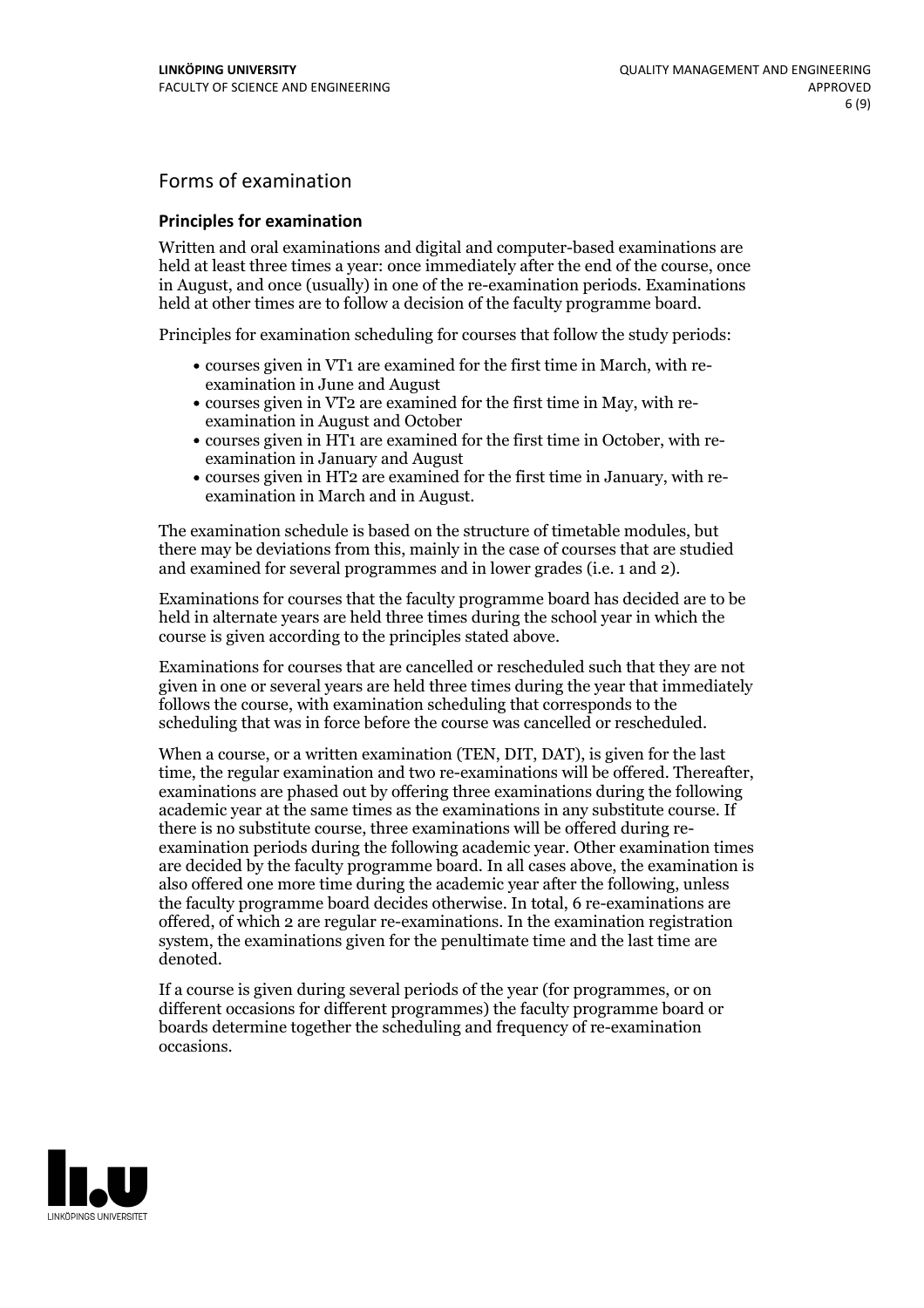# Forms of examination

## Principles for examination

Written and oral examinations and digital and computer-based examinations are held at least three times a year: once immediately after the end of the course, once in August, and once (usually) in one of the re-examination periods. Examinations held at other times are to follow a decision of the faculty programme board.

Principles for examination scheduling for courses that follow the study periods:

- courses given in VT1 are examined for the first time in March, with re-examination in June and August
- courses given in VT2 are examined for the first time in May, with re-examination in August and October
- courses given in HT1 are examined for the first time in October, with re-examination in January and August
- courses given in HT2 are examined for the first time in January, with re-examination in March and in August.

The examination schedule is based on the structure of timetable modules, but there may be deviations from this, mainly in the case of courses that are studied and examined for several programmes and in lower grades (i.e. 1 and 2).

Examinations for courses that the faculty programme board has decided are to be held in alternate years are held three times during the school year in which the course is given according to the principles stated above.

Examinations for courses that are cancelled or rescheduled such that they are not given in one or several years are held three times during the year that immediately follows the course, with examination scheduling that corresponds to the scheduling that was in force before the course was cancelled or rescheduled.

When a course, or a written examination (TEN, DIT, DAT), is given for the last time, the regular examination and two re-examinations will be offered. Thereafter, examinations are phased out by offering three examinations during the following academic year at the same times as the examinations in any substitute course. If there is no substitute course, three examinations will be offered during re-examination periods during the following academic year. Other examination times are decided by the faculty programme board. In all cases above, the examination is also offered one more time during the academic year after the following, unless the faculty programme board decides otherwise. In total, 6 re-examinations are offered, of which 2 are regular re-examinations. In the examination registration system, the examinations given for the penultimate time and the last time are denoted.

If a course is given during several periods of the year (for programmes, or on different occasions for different programmes) the faculty programme board or boards determine together the scheduling and frequency of re-examination occasions.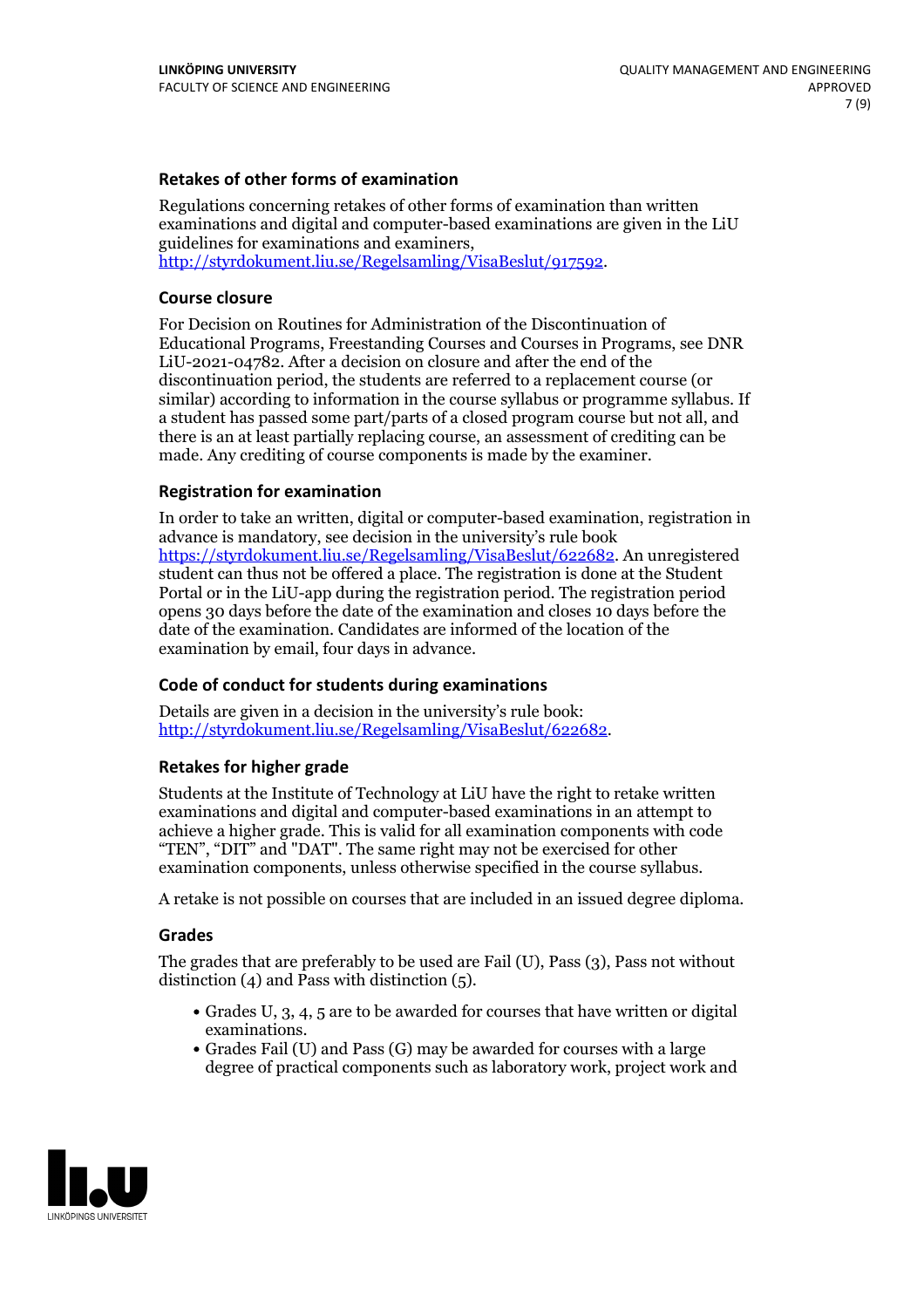### Retakes of other forms of examination

Regulations concerning retakes of other forms of examination than written examinations and digital and computer-based examinations are given in the LiU guidelines for examinations and examiners, http://styrdokument.liu.se/Regelsamling/VisaBeslut/917592.

### Course closure

For Decision on Routines for Administration of the Discontinuation of Educational Programs, Freestanding Courses and Courses in Programs, see DNR LiU-2021-04782. After a decision on closure and after the end of the discontinuation period, the students are referred to a replacement course (or similar) according to information in the course syllabus or programme syllabus. If a student has passed some part/parts of a closed program course but not all, and there is an at least partially replacing course, an assessment of crediting can be made. Any crediting of course components is made by the examiner.

### Registration for examination

In order to take an written, digital or computer-based examination, registration in advance is mandatory, see decision in the university's rule book https://styrdokument.liu.se/Regelsamling/VisaBeslut/622682. An unregistered student can thus not be offered a place. The registration is done at the Student Portal or in the LiU-app during the registration period. The registration period opens 30 days before the date of the examination and closes 10 days before the date of the examination. Candidates are informed of the location of the examination by email, four days in advance.

### Code of conduct for students during examinations

Details are given in a decision in the university's rule book: http://styrdokument.liu.se/Regelsamling/VisaBeslut/622682.

### Retakes for higher grade

Students at the Institute of Technology at LiU have the right to retake written examinations and digital and computer-based examinations in an attempt to achieve a higher grade. This is valid for all examination components with code "TEN", "DIT" and "DAT". The same right may not be exercised for other examination components, unless otherwise specified in the course syllabus.

A retake is not possible on courses that are included in an issued degree diploma.

### Grades

The grades that are preferably to be used are Fail (U), Pass (3), Pass not without distinction (4) and Pass with distinction (5).

- Grades U, 3, 4, 5 are to be awarded for courses that have written or digital examinations.
- Grades Fail (U) and Pass (G) may be awarded for courses with a large degree of practical components such as laboratory work, project work and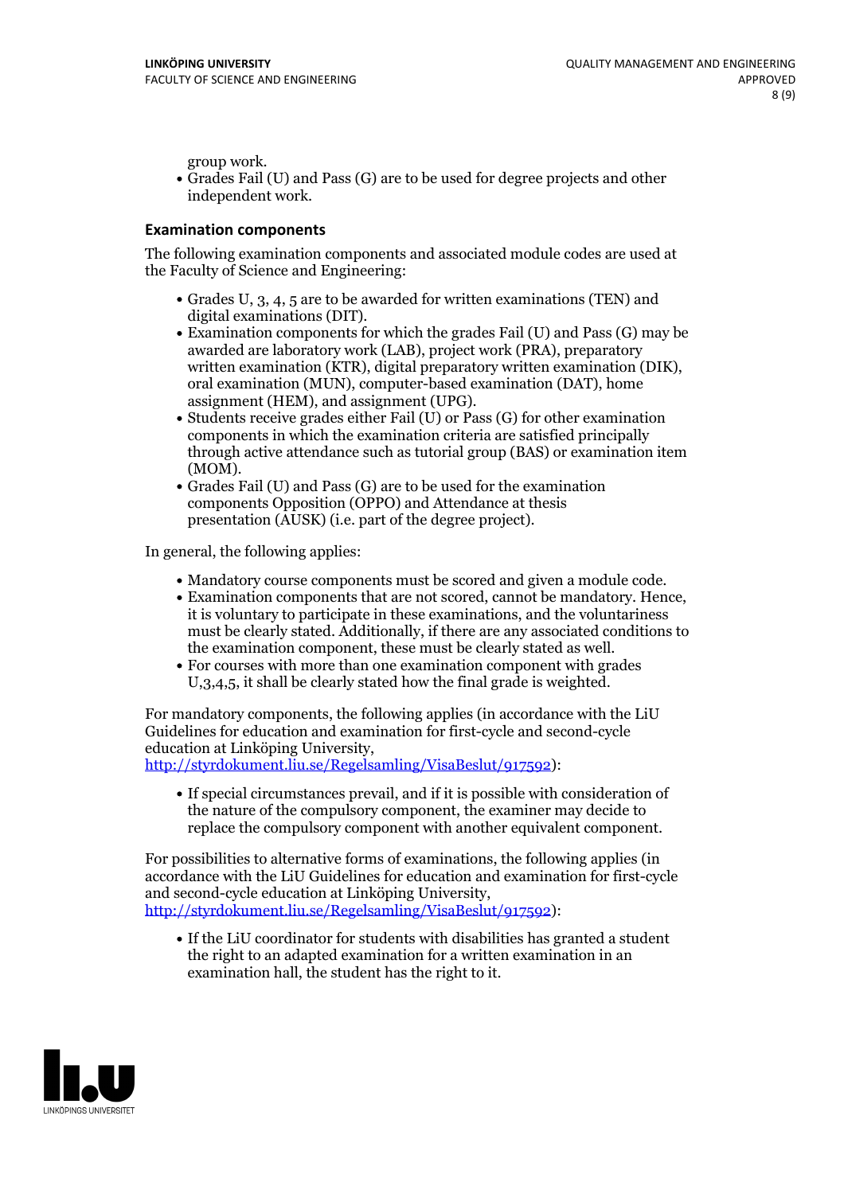group work.

- Grades Fail (U) and Pass (G) are to be used for degree projects and other independent work.

### Examination components

The following examination components and associated module codes are used at the Faculty of Science and Engineering:

- Grades U, 3, 4, 5 are to be awarded for written examinations (TEN) and digital examinations (DIT).
- Examination components for which the grades Fail (U) and Pass (G) may be awarded are laboratory work (LAB), project work (PRA), preparatory written examination (KTR), digital preparatory written examination (DIK), oral examination (MUN), computer-based examination (DAT), home assignment (HEM), and assignment (UPG).
- Students receive grades either Fail (U) or Pass (G) for other examination components in which the examination criteria are satisfied principally through active attendance such as tutorial group (BAS) or examination item (MOM).
- Grades Fail (U) and Pass (G) are to be used for the examination components Opposition (OPPO) and Attendance at thesis presentation (AUSK) (i.e. part of the degree project).

In general, the following applies:

- Mandatory course components must be scored and given a module code.
- Examination components that are not scored, cannot be mandatory. Hence, it is voluntary to participate in these examinations, and the voluntariness must be clearly stated. Additionally, if there are any associated conditions to the examination component, these must be clearly stated as well.
- For courses with more than one examination component with grades U,3,4,5, it shall be clearly stated how the final grade is weighted.

For mandatory components, the following applies (in accordance with the LiU Guidelines for education and examination for first-cycle and second-cycle education at Linköping University, http://styrdokument.liu.se/Regelsamling/VisaBeslut/917592):

- If special circumstances prevail, and if it is possible with consideration of the nature of the compulsory component, the examiner may decide to replace the compulsory component with another equivalent component.

For possibilities to alternative forms of examinations, the following applies (in accordance with the LiU Guidelines for education and examination for first-cycle and second-cycle education at Linköping University, http://styrdokument.liu.se/Regelsamling/VisaBeslut/917592):

- If the LiU coordinator for students with disabilities has granted a student the right to an adapted examination for a written examination in an examination hall, the student has the right to it.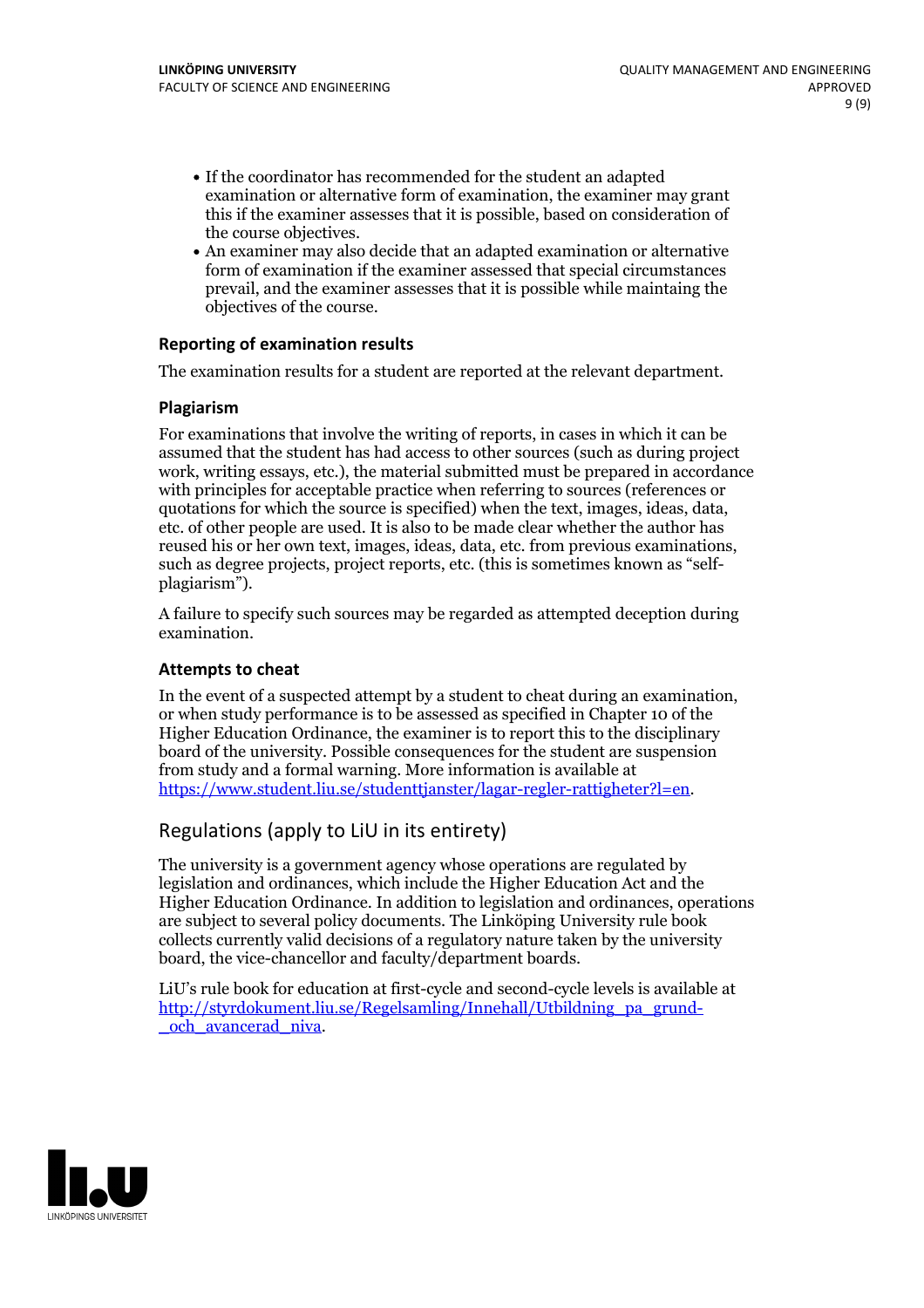- If the coordinator has recommended for the student an adapted examination or alternative form of examination, the examiner may grant this if the examiner assesses that it is possible, based on consideration of the course objectives.
- An examiner may also decide that an adapted examination or alternative form of examination if the examiner assessed that special circumstances prevail, and the examiner assesses that it is possible while maintaing the objectives of the course.

### Reporting of examination results

The examination results for a student are reported at the relevant department.

### Plagiarism

For examinations that involve the writing of reports, in cases in which it can be assumed that the student has had access to other sources (such as during project work, writing essays, etc.), the material submitted must be prepared in accordance with principles for acceptable practice when referring to sources (references or quotations for which the source is specified) when the text, images, ideas, data, etc. of other people are used. It is also to be made clear whether the author has reused his or her own text, images, ideas, data, etc. from previous examinations, such as degree projects, project reports, etc. (this is sometimes known as "self-plagiarism").

A failure to specify such sources may be regarded as attempted deception during examination.

### Attempts to cheat

In the event of a suspected attempt by a student to cheat during an examination, or when study performance is to be assessed as specified in Chapter 10 of the Higher Education Ordinance, the examiner is to report this to the disciplinary board of the university. Possible consequences for the student are suspension from study and a formal warning. More information is available at https://www.student.liu.se/studenttjanster/lagar-regler-rattigheter?l=en.

## Regulations (apply to LiU in its entirety)

The university is a government agency whose operations are regulated by legislation and ordinances, which include the Higher Education Act and the Higher Education Ordinance. In addition to legislation and ordinances, operations are subject to several policy documents. The Linköping University rule book collects currently valid decisions of a regulatory nature taken by the university board, the vice-chancellor and faculty/department boards.

LiU's rule book for education at first-cycle and second-cycle levels is available at http://styrdokument.liu.se/Regelsamling/Innehall/Utbildning_pa_grund-_och_avancerad_niva.